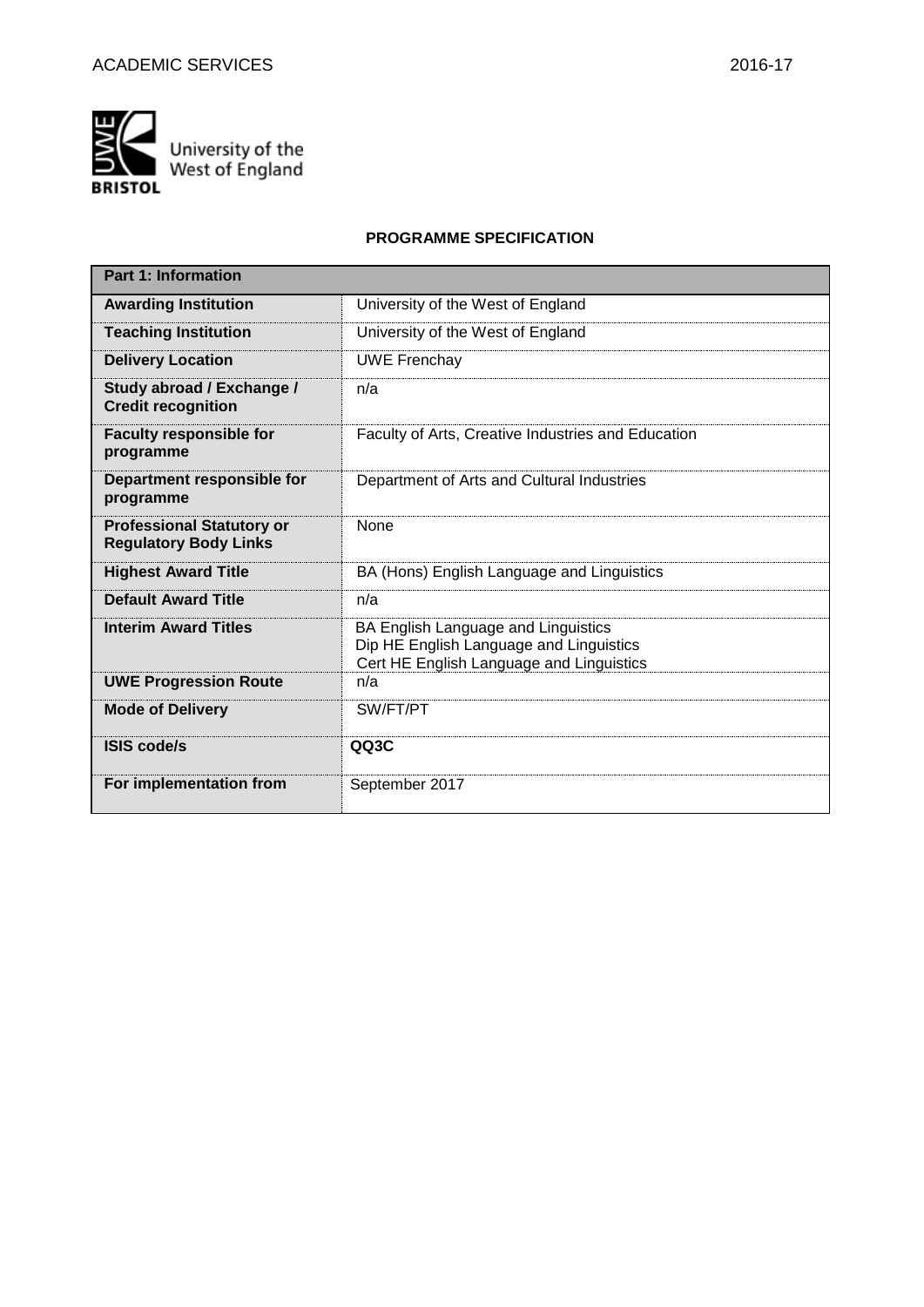# PROGRAMME SPECIFICATION

| Part 1: Information | |
|---|---|
| **Awarding Institution** | University of the West of England |
| **Teaching Institution** | University of the West of England |
| **Delivery Location** | UWE Frenchay |
| **Study abroad / Exchange / Credit recognition** | n/a |
| **Faculty responsible for programme** | Faculty of Arts, Creative Industries and Education |
| **Department responsible for programme** | Department of Arts and Cultural Industries |
| **Professional Statutory or Regulatory Body Links** | None |
| **Highest Award Title** | BA (Hons) English Language and Linguistics |
| **Default Award Title** | n/a |
| **Interim Award Titles** | BA English Language and Linguistics<br>Dip HE English Language and Linguistics<br>Cert HE English Language and Linguistics |
| **UWE Progression Route** | n/a |
| **Mode of Delivery** | SW/FT/PT |
| **ISIS code/s** | **QQ3C** |
| **For implementation from** | September 2017 |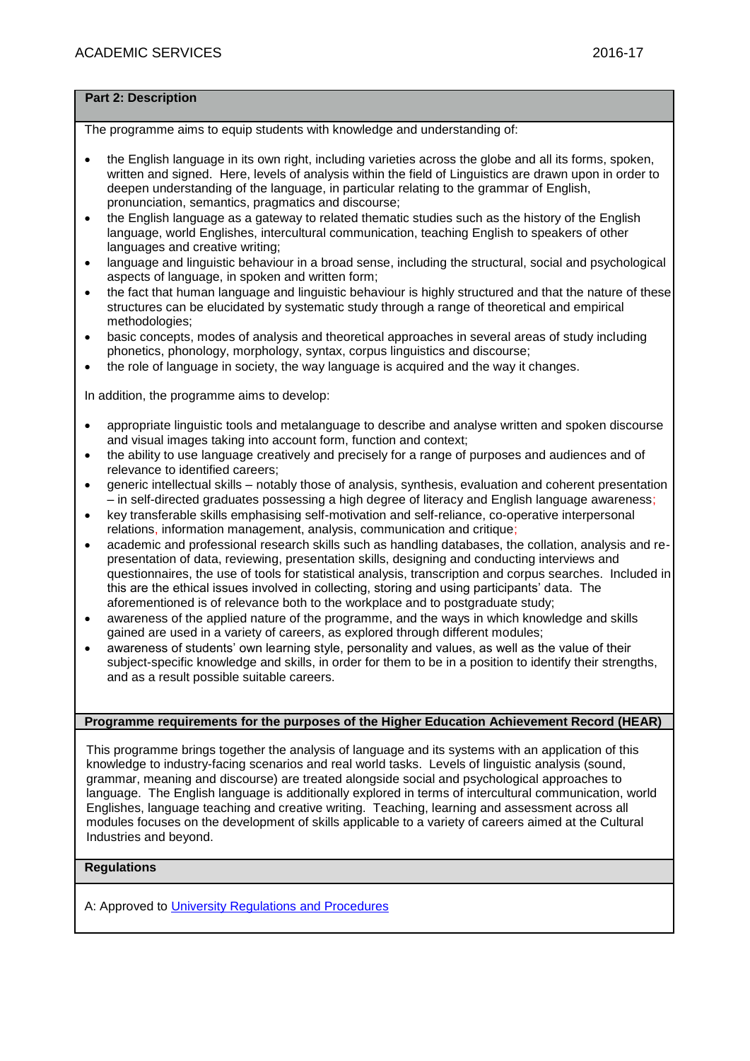## Part 2: Description

The programme aims to equip students with knowledge and understanding of:

- the English language in its own right, including varieties across the globe and all its forms, spoken, written and signed. Here, levels of analysis within the field of Linguistics are drawn upon in order to deepen understanding of the language, in particular relating to the grammar of English, pronunciation, semantics, pragmatics and discourse;
- the English language as a gateway to related thematic studies such as the history of the English language, world Englishes, intercultural communication, teaching English to speakers of other languages and creative writing;
- language and linguistic behaviour in a broad sense, including the structural, social and psychological aspects of language, in spoken and written form;
- the fact that human language and linguistic behaviour is highly structured and that the nature of these structures can be elucidated by systematic study through a range of theoretical and empirical methodologies;
- basic concepts, modes of analysis and theoretical approaches in several areas of study including phonetics, phonology, morphology, syntax, corpus linguistics and discourse;
- the role of language in society, the way language is acquired and the way it changes.

In addition, the programme aims to develop:

- appropriate linguistic tools and metalanguage to describe and analyse written and spoken discourse and visual images taking into account form, function and context;
- the ability to use language creatively and precisely for a range of purposes and audiences and of relevance to identified careers;
- generic intellectual skills – notably those of analysis, synthesis, evaluation and coherent presentation – in self-directed graduates possessing a high degree of literacy and English language awareness;
- key transferable skills emphasising self-motivation and self-reliance, co-operative interpersonal relations, information management, analysis, communication and critique;
- academic and professional research skills such as handling databases, the collation, analysis and re-presentation of data, reviewing, presentation skills, designing and conducting interviews and questionnaires, the use of tools for statistical analysis, transcription and corpus searches. Included in this are the ethical issues involved in collecting, storing and using participants' data. The aforementioned is of relevance both to the workplace and to postgraduate study;
- awareness of the applied nature of the programme, and the ways in which knowledge and skills gained are used in a variety of careers, as explored through different modules;
- awareness of students' own learning style, personality and values, as well as the value of their subject-specific knowledge and skills, in order for them to be in a position to identify their strengths, and as a result possible suitable careers.

## Programme requirements for the purposes of the Higher Education Achievement Record (HEAR)

This programme brings together the analysis of language and its systems with an application of this knowledge to industry-facing scenarios and real world tasks. Levels of linguistic analysis (sound, grammar, meaning and discourse) are treated alongside social and psychological approaches to language. The English language is additionally explored in terms of intercultural communication, world Englishes, language teaching and creative writing. Teaching, learning and assessment across all modules focuses on the development of skills applicable to a variety of careers aimed at the Cultural Industries and beyond.

## Regulations

A: Approved to University Regulations and Procedures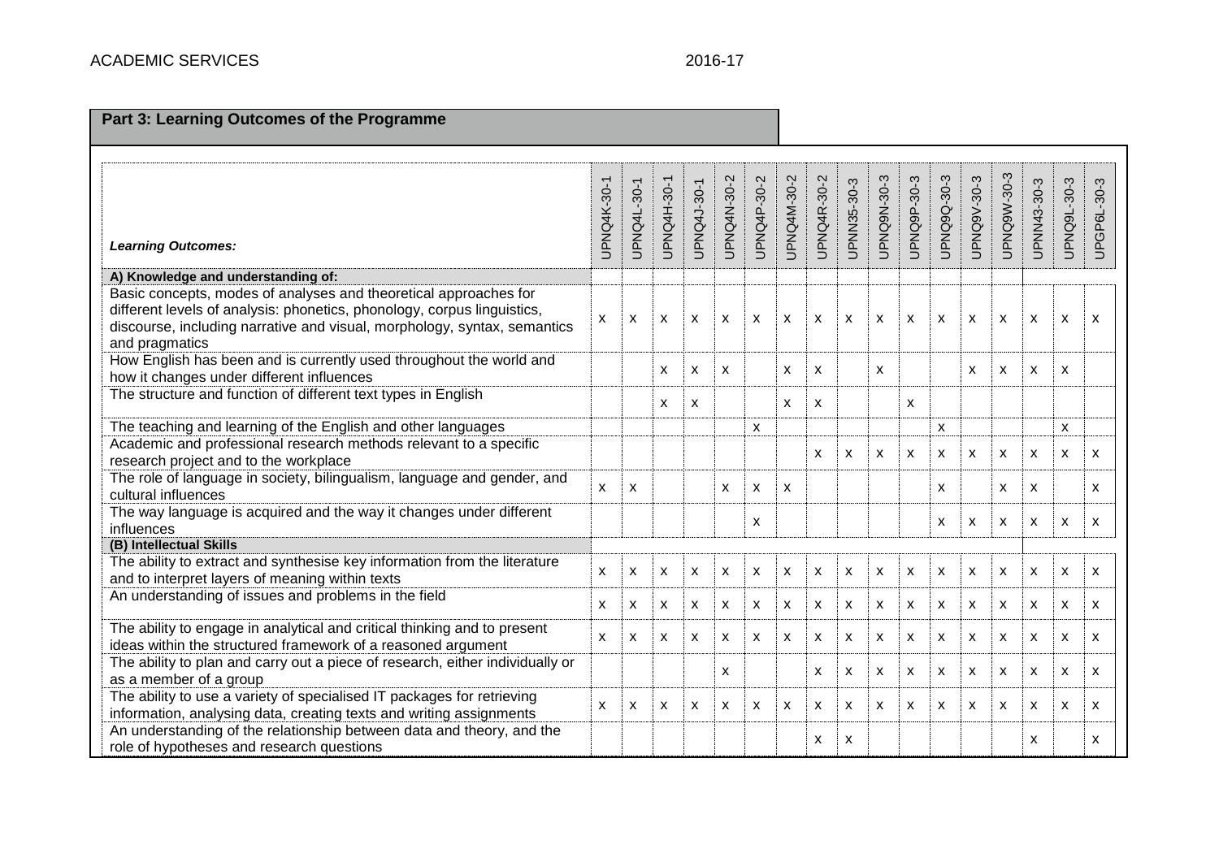## Part 3: Learning Outcomes of the Programme

| *Learning Outcomes:* | UPNQ4K-30-1 | UPNQ4L-30-1 | UPNQ4H-30-1 | UPNQ4J-30-1 | UPNQ4N-30-2 | UPNQ4P-30-2 | UPNQ4M-30-2 | UPNQ4R-30-2 | UPNN35-30-3 | UPNQ9N-30-3 | UPNQ9P-30-3 | UPNQ9Q-30-3 | UPNQ9V-30-3 | UPNQ9W-30-3 | UPNN43-30-3 | UPNQ9L-30-3 | UPGP6L-30-3 |
|---|---|---|---|---|---|---|---|---|---|---|---|---|---|---|---|---|---|
| **A) Knowledge and understanding of:** | | | | | | | | | | | | | | | | | |
| Basic concepts, modes of analyses and theoretical approaches for different levels of analysis: phonetics, phonology, corpus linguistics, discourse, including narrative and visual, morphology, syntax, semantics and pragmatics | x | x | x | x | x | x | x | x | x | x | x | x | x | x | x | x | x |
| How English has been and is currently used throughout the world and how it changes under different influences | | | x | x | x | | x | x | | x | | | x | x | x | x | |
| The structure and function of different text types in English | | | x | x | | | x | x | | | x | | | | | | |
| The teaching and learning of the English and other languages | | | | | | x | | | | | | x | | | | x | |
| Academic and professional research methods relevant to a specific research project and to the workplace | | | | | | | | x | x | x | x | x | x | x | x | x | x |
| The role of language in society, bilingualism, language and gender, and cultural influences | x | x | | | x | x | x | | | | | x | | x | x | | x |
| The way language is acquired and the way it changes under different influences | | | | | | x | | | | | | x | x | x | x | x | x |
| **(B) Intellectual Skills** | | | | | | | | | | | | | | | | | |
| The ability to extract and synthesise key information from the literature and to interpret layers of meaning within texts | x | x | x | x | x | x | x | x | x | x | x | x | x | x | x | x | x |
| An understanding of issues and problems in the field | x | x | x | x | x | x | x | x | x | x | x | x | x | x | x | x | x |
| The ability to engage in analytical and critical thinking and to present ideas within the structured framework of a reasoned argument | x | x | x | x | x | x | x | x | x | x | x | x | x | x | x | x | x |
| The ability to plan and carry out a piece of research, either individually or as a member of a group | | | | | x | | | x | x | x | x | x | x | x | x | x | x |
| The ability to use a variety of specialised IT packages for retrieving information, analysing data, creating texts and writing assignments | x | x | x | x | x | x | x | x | x | x | x | x | x | x | x | x | x |
| An understanding of the relationship between data and theory, and the role of hypotheses and research questions | | | | | | | | x | x | | | | | | x | | x |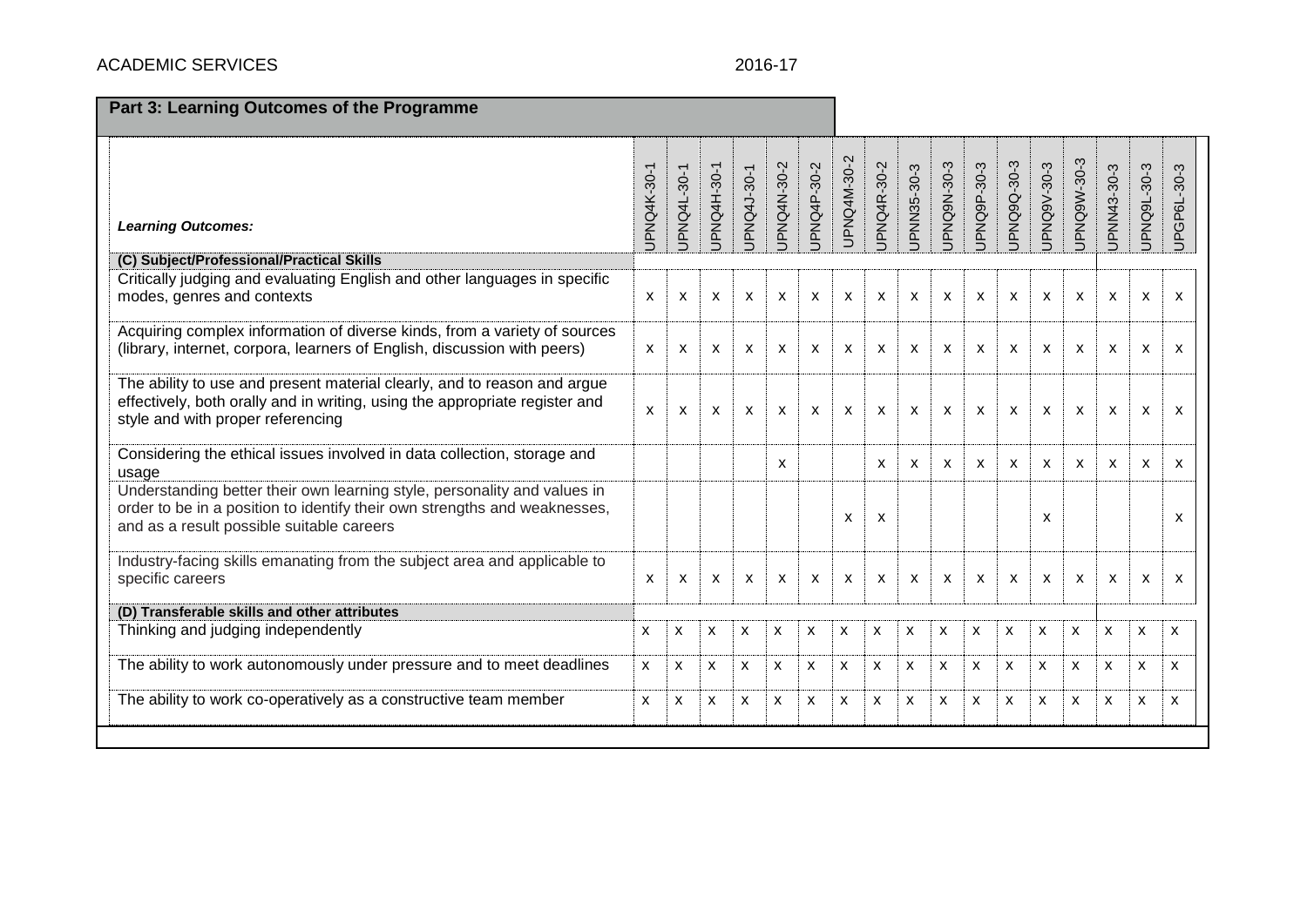## Part 3: Learning Outcomes of the Programme

| *Learning Outcomes:* | UPNQ4K-30-1 | UPNQ4L-30-1 | UPNQ4H-30-1 | UPNQ4J-30-1 | UPNQ4N-30-2 | UPNQ4P-30-2 | UPNQ4M-30-2 | UPNQ4R-30-2 | UPNN35-30-3 | UPNQ9N-30-3 | UPNQ9P-30-3 | UPNQ9Q-30-3 | UPNQ9V-30-3 | UPNQ9W-30-3 | UPNN43-30-3 | UPNQ9L-30-3 | UPGP6L-30-3 |
|---|---|---|---|---|---|---|---|---|---|---|---|---|---|---|---|---|---|
| **(C) Subject/Professional/Practical Skills** | | | | | | | | | | | | | | | | | |
| Critically judging and evaluating English and other languages in specific modes, genres and contexts | x | x | x | x | x | x | x | x | x | x | x | x | x | x | x | x | x |
| Acquiring complex information of diverse kinds, from a variety of sources (library, internet, corpora, learners of English, discussion with peers) | x | x | x | x | x | x | x | x | x | x | x | x | x | x | x | x | x |
| The ability to use and present material clearly, and to reason and argue effectively, both orally and in writing, using the appropriate register and style and with proper referencing | x | x | x | x | x | x | x | x | x | x | x | x | x | x | x | x | x |
| Considering the ethical issues involved in data collection, storage and usage | | | | | x | | | x | x | x | x | x | x | x | x | x | x |
| Understanding better their own learning style, personality and values in order to be in a position to identify their own strengths and weaknesses, and as a result possible suitable careers | | | | | | | x | x | | | | | x | | | | x |
| Industry-facing skills emanating from the subject area and applicable to specific careers | x | x | x | x | x | x | x | x | x | x | x | x | x | x | x | x | x |
| **(D) Transferable skills and other attributes** | | | | | | | | | | | | | | | | | |
| Thinking and judging independently | x | x | x | x | x | x | x | x | x | x | x | x | x | x | x | x | x |
| The ability to work autonomously under pressure and to meet deadlines | x | x | x | x | x | x | x | x | x | x | x | x | x | x | x | x | x |
| The ability to work co-operatively as a constructive team member | x | x | x | x | x | x | x | x | x | x | x | x | x | x | x | x | x |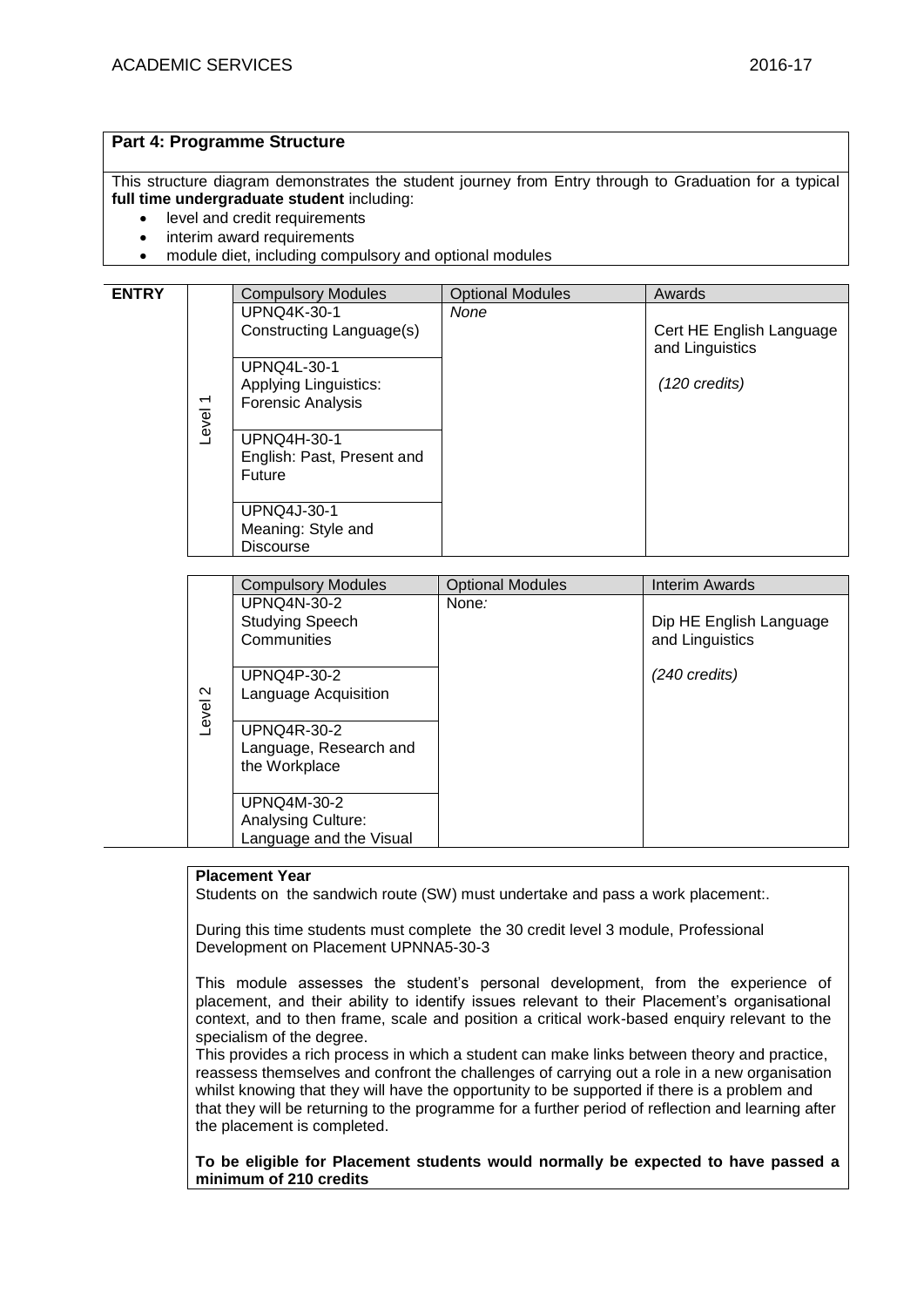**Part 4: Programme Structure**

This structure diagram demonstrates the student journey from Entry through to Graduation for a typical **full time undergraduate student** including:

- level and credit requirements
- interim award requirements
- module diet, including compulsory and optional modules

**ENTRY**

| | Compulsory Modules | Optional Modules | Awards |
|---|---|---|---|
| Level 1 | UPNQ4K-30-1<br>Constructing Language(s) | *None* | Cert HE English Language and Linguistics<br><br>*(120 credits)* |
| | UPNQ4L-30-1<br>Applying Linguistics: Forensic Analysis | | |
| | UPNQ4H-30-1<br>English: Past, Present and Future | | |
| | UPNQ4J-30-1<br>Meaning: Style and Discourse | | |

| | Compulsory Modules | Optional Modules | Interim Awards |
|---|---|---|---|
| Level 2 | UPNQ4N-30-2<br>Studying Speech Communities | None*:* | Dip HE English Language and Linguistics<br><br>*(240 credits)* |
| | UPNQ4P-30-2<br>Language Acquisition | | |
| | UPNQ4R-30-2<br>Language, Research and the Workplace | | |
| | UPNQ4M-30-2<br>Analysing Culture: Language and the Visual | | |

**Placement Year**

Students on the sandwich route (SW) must undertake and pass a work placement:.

During this time students must complete the 30 credit level 3 module, Professional Development on Placement UPNNA5-30-3

This module assesses the student's personal development, from the experience of placement, and their ability to identify issues relevant to their Placement's organisational context, and to then frame, scale and position a critical work-based enquiry relevant to the specialism of the degree.

This provides a rich process in which a student can make links between theory and practice, reassess themselves and confront the challenges of carrying out a role in a new organisation whilst knowing that they will have the opportunity to be supported if there is a problem and that they will be returning to the programme for a further period of reflection and learning after the placement is completed.

**To be eligible for Placement students would normally be expected to have passed a minimum of 210 credits**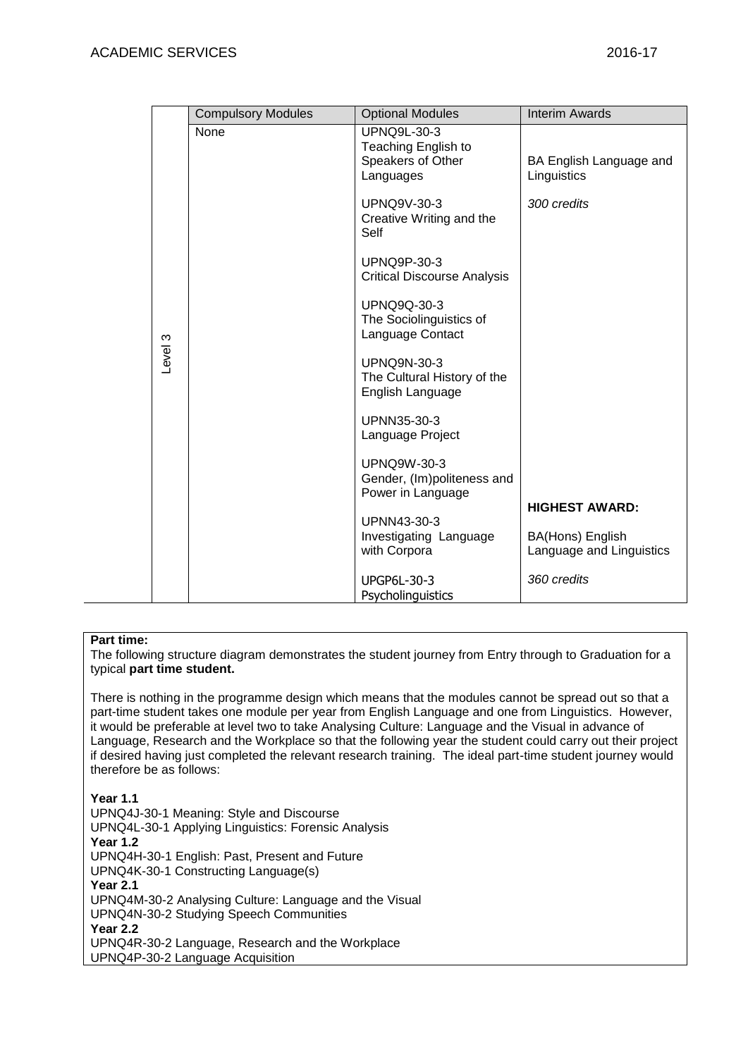| | Compulsory Modules | Optional Modules | Interim Awards |
|---|---|---|---|
| Level 3 | None | UPNQ9L-30-3 Teaching English to Speakers of Other Languages<br><br>UPNQ9V-30-3 Creative Writing and the Self<br><br>UPNQ9P-30-3 Critical Discourse Analysis<br><br>UPNQ9Q-30-3 The Sociolinguistics of Language Contact<br><br>UPNQ9N-30-3 The Cultural History of the English Language<br><br>UPNN35-30-3 Language Project<br><br>UPNQ9W-30-3 Gender, (Im)politeness and Power in Language<br><br>UPNN43-30-3 Investigating Language with Corpora<br><br>UPGP6L-30-3 Psycholinguistics | BA English Language and Linguistics<br><br>*300 credits*<br><br>**HIGHEST AWARD:**<br><br>BA(Hons) English Language and Linguistics<br><br>*360 credits* |

**Part time:**
The following structure diagram demonstrates the student journey from Entry through to Graduation for a typical **part time student.**

There is nothing in the programme design which means that the modules cannot be spread out so that a part-time student takes one module per year from English Language and one from Linguistics. However, it would be preferable at level two to take Analysing Culture: Language and the Visual in advance of Language, Research and the Workplace so that the following year the student could carry out their project if desired having just completed the relevant research training. The ideal part-time student journey would therefore be as follows:

**Year 1.1**
UPNQ4J-30-1 Meaning: Style and Discourse
UPNQ4L-30-1 Applying Linguistics: Forensic Analysis
**Year 1.2**
UPNQ4H-30-1 English: Past, Present and Future
UPNQ4K-30-1 Constructing Language(s)
**Year 2.1**
UPNQ4M-30-2 Analysing Culture: Language and the Visual
UPNQ4N-30-2 Studying Speech Communities
**Year 2.2**
UPNQ4R-30-2 Language, Research and the Workplace
UPNQ4P-30-2 Language Acquisition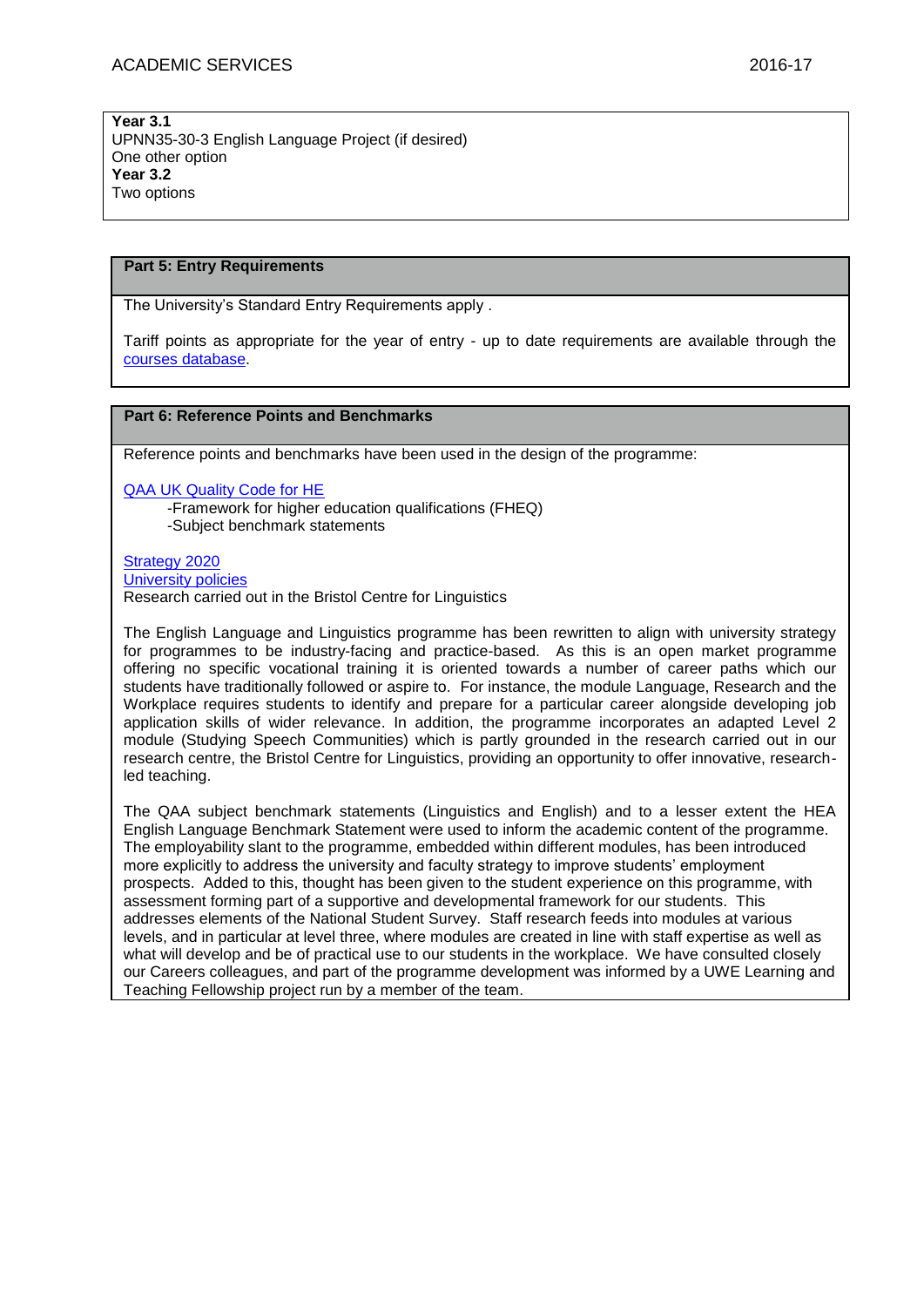**Year 3.1**
UPNN35-30-3 English Language Project (if desired)
One other option
**Year 3.2**
Two options

## Part 5: Entry Requirements

The University's Standard Entry Requirements apply .

Tariff points as appropriate for the year of entry - up to date requirements are available through the courses database.

## Part 6: Reference Points and Benchmarks

Reference points and benchmarks have been used in the design of the programme:

QAA UK Quality Code for HE
- -Framework for higher education qualifications (FHEQ)
- -Subject benchmark statements

Strategy 2020
University policies
Research carried out in the Bristol Centre for Linguistics

The English Language and Linguistics programme has been rewritten to align with university strategy for programmes to be industry-facing and practice-based. As this is an open market programme offering no specific vocational training it is oriented towards a number of career paths which our students have traditionally followed or aspire to. For instance, the module Language, Research and the Workplace requires students to identify and prepare for a particular career alongside developing job application skills of wider relevance. In addition, the programme incorporates an adapted Level 2 module (Studying Speech Communities) which is partly grounded in the research carried out in our research centre, the Bristol Centre for Linguistics, providing an opportunity to offer innovative, research-led teaching.

The QAA subject benchmark statements (Linguistics and English) and to a lesser extent the HEA English Language Benchmark Statement were used to inform the academic content of the programme. The employability slant to the programme, embedded within different modules, has been introduced more explicitly to address the university and faculty strategy to improve students' employment prospects. Added to this, thought has been given to the student experience on this programme, with assessment forming part of a supportive and developmental framework for our students. This addresses elements of the National Student Survey. Staff research feeds into modules at various levels, and in particular at level three, where modules are created in line with staff expertise as well as what will develop and be of practical use to our students in the workplace. We have consulted closely our Careers colleagues, and part of the programme development was informed by a UWE Learning and Teaching Fellowship project run by a member of the team.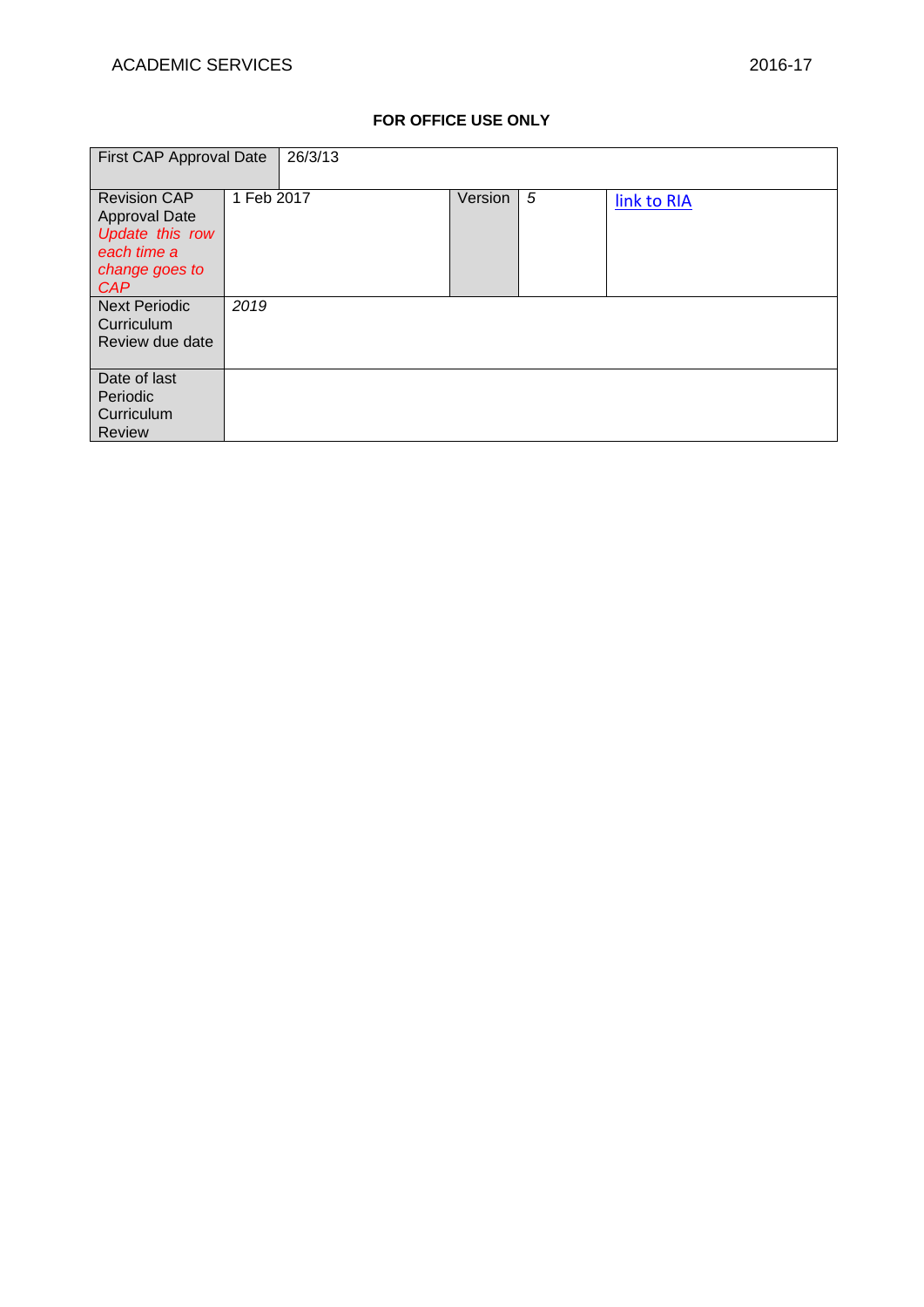**FOR OFFICE USE ONLY**

| | | | | |
|---|---|---|---|---|
| First CAP Approval Date | 26/3/13 | | | |
| Revision CAP Approval Date *Update this row each time a change goes to CAP* | 1 Feb 2017 | Version | *5* | link to RIA |
| Next Periodic Curriculum Review due date | *2019* | | | |
| Date of last Periodic Curriculum Review | | | | |